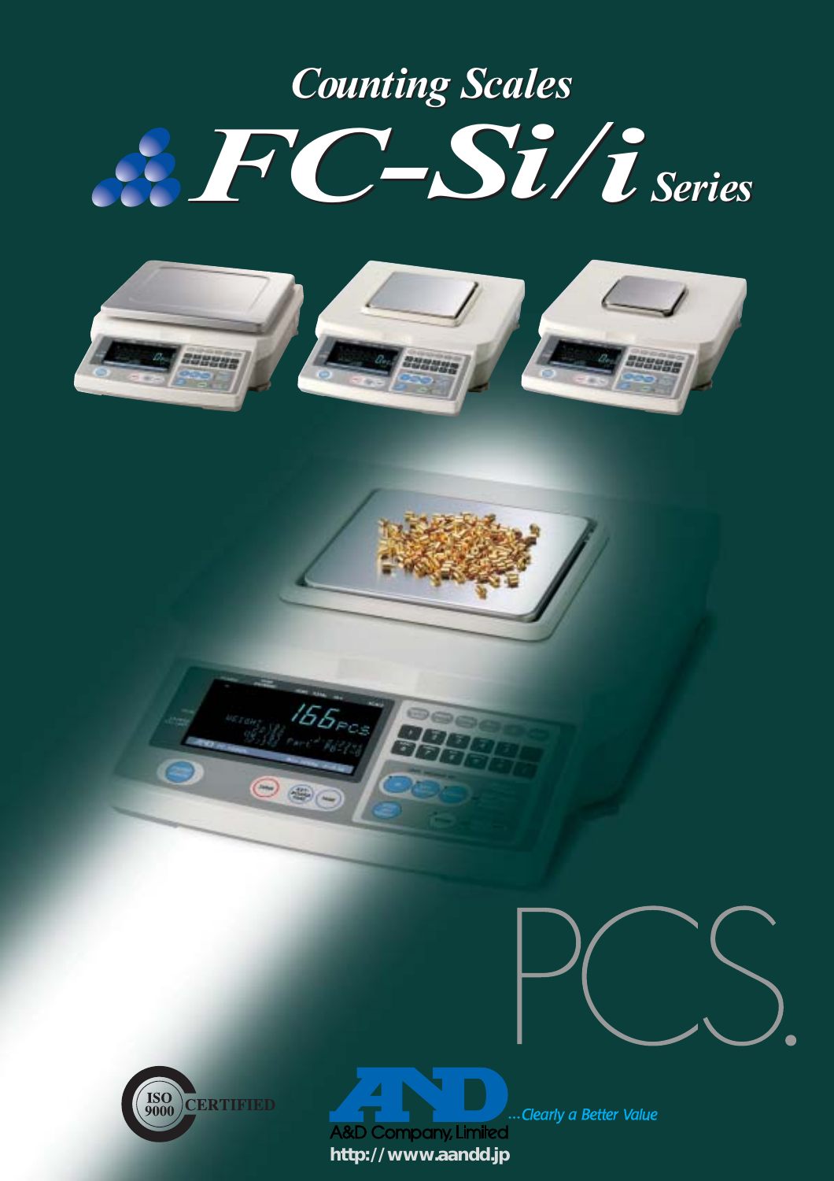# Counting Scales

# FC-Si/i Series

PCS.

ISO 9000 CERTIFIED

A&D Company, Limited

...Clearly a Better Value

http://www.aandd.jp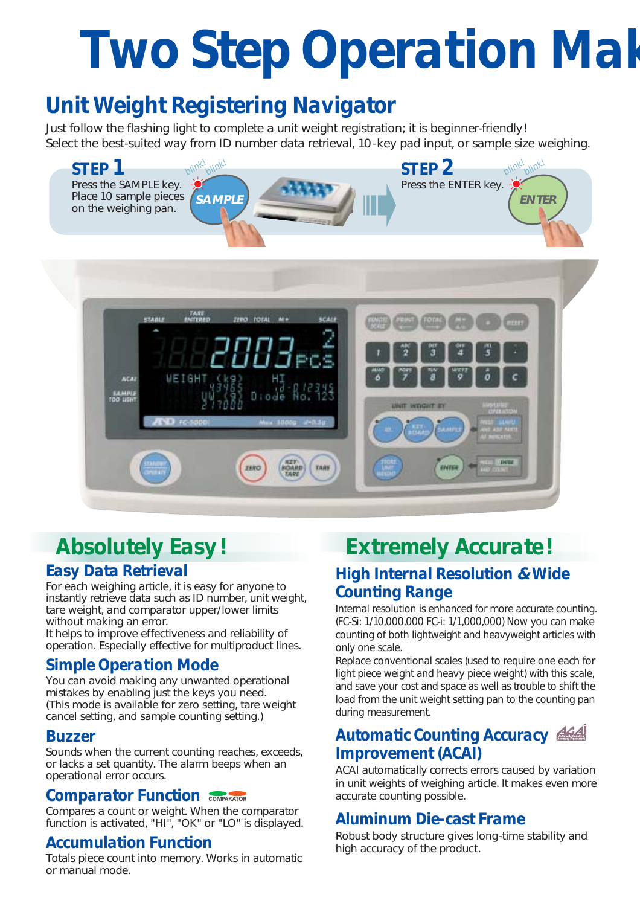# Two Step Operation Mak

## Unit Weight Registering Navigator

Just follow the flashing light to complete a unit weight registration; it is beginner-friendly!
Select the best-suited way from ID number data retrieval, 10-key pad input, or sample size weighing.

**STEP 1**
Press the SAMPLE key.
Place 10 sample pieces on the weighing pan.

**STEP 2**
Press the ENTER key.

## Absolutely Easy!

### Easy Data Retrieval

For each weighing article, it is easy for anyone to instantly retrieve data such as ID number, unit weight, tare weight, and comparator upper/lower limits without making an error.
It helps to improve effectiveness and reliability of operation. Especially effective for multiproduct lines.

### Simple Operation Mode

You can avoid making any unwanted operational mistakes by enabling just the keys you need.
(This mode is available for zero setting, tare weight cancel setting, and sample counting setting.)

### Buzzer

Sounds when the current counting reaches, exceeds, or lacks a set quantity. The alarm beeps when an operational error occurs.

### Comparator Function

Compares a count or weight. When the comparator function is activated, "HI", "OK" or "LO" is displayed.

### Accumulation Function

Totals piece count into memory. Works in automatic or manual mode.

## Extremely Accurate!

### High Internal Resolution & Wide Counting Range

Internal resolution is enhanced for more accurate counting. (FC-Si: 1/10,000,000 FC-i: 1/1,000,000) Now you can make counting of both lightweight and heavyweight articles with only one scale.
Replace conventional scales (used to require one each for light piece weight and heavy piece weight) with this scale, and save your cost and space as well as trouble to shift the load from the unit weight setting pan to the counting pan during measurement.

### Automatic Counting Accuracy Improvement (ACAI)

ACAI automatically corrects errors caused by variation in unit weights of weighing article. It makes even more accurate counting possible.

### Aluminum Die-cast Frame

Robust body structure gives long-time stability and high accuracy of the product.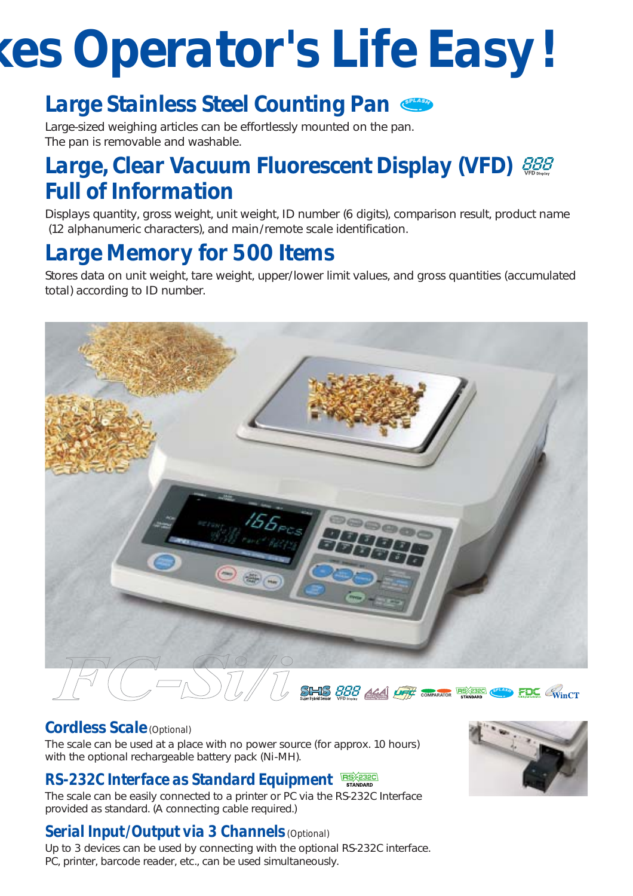# kes Operator's Life Easy!

## Large Stainless Steel Counting Pan

Large-sized weighing articles can be effortlessly mounted on the pan.
The pan is removable and washable.

## Large, Clear Vacuum Fluorescent Display (VFD) Full of Information

Displays quantity, gross weight, unit weight, ID number (6 digits), comparison result, product name (12 alphanumeric characters), and main/remote scale identification.

## Large Memory for 500 Items

Stores data on unit weight, tare weight, upper/lower limit values, and gross quantities (accumulated total) according to ID number.

FC-Si/i

## Cordless Scale (Optional)

The scale can be used at a place with no power source (for approx. 10 hours) with the optional rechargeable battery pack (Ni-MH).

## RS-232C Interface as Standard Equipment

The scale can be easily connected to a printer or PC via the RS-232C Interface provided as standard. (A connecting cable required.)

## Serial Input/Output via 3 Channels (Optional)

Up to 3 devices can be used by connecting with the optional RS-232C interface.
PC, printer, barcode reader, etc., can be used simultaneously.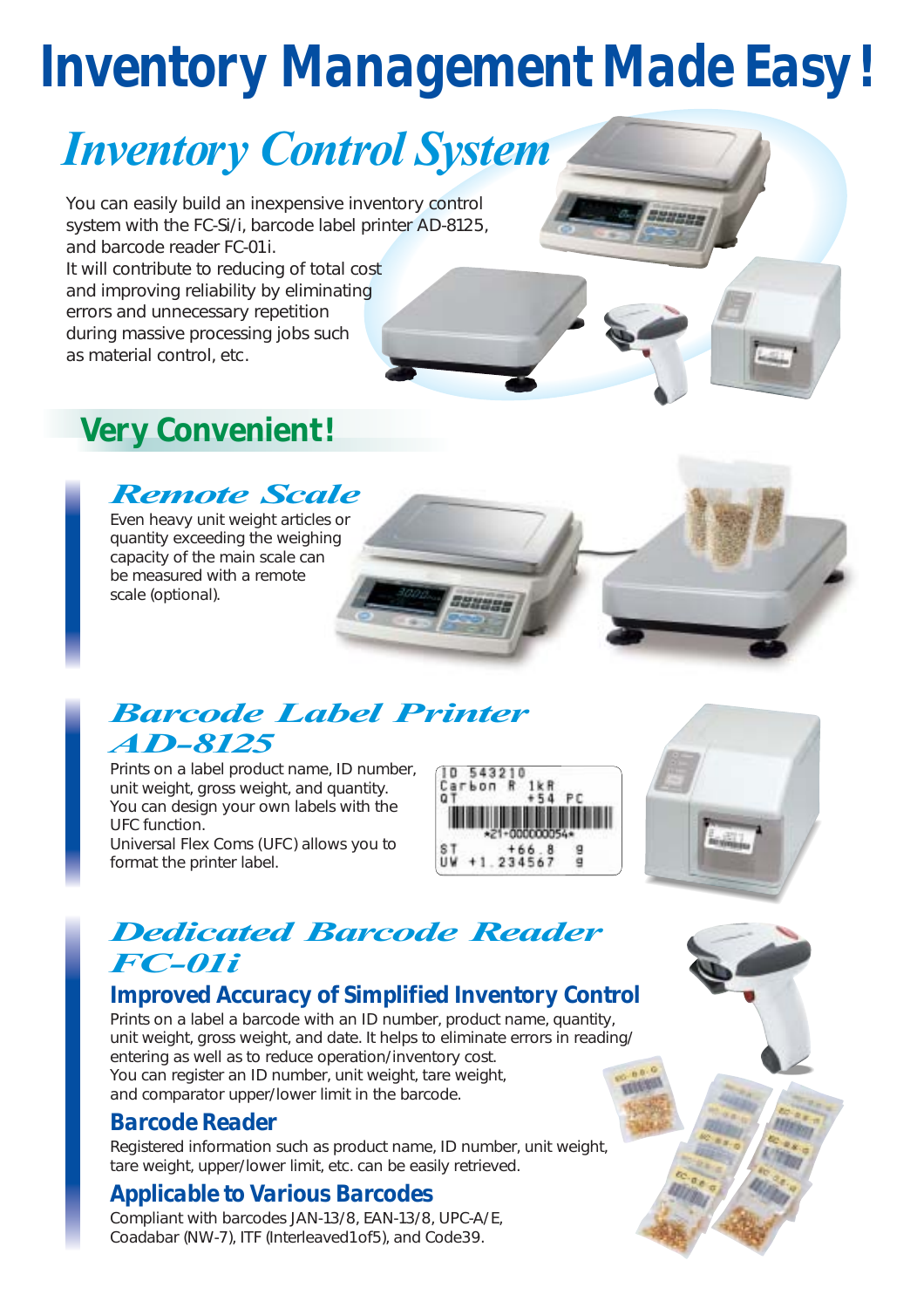# Inventory Management Made Easy !

## *Inventory Control System*

You can easily build an inexpensive inventory control system with the FC-Si/i, barcode label printer AD-8125, and barcode reader FC-01i.
It will contribute to reducing of total cost and improving reliability by eliminating errors and unnecessary repetition during massive processing jobs such as material control, etc.

## Very Convenient !

### *Remote Scale*

Even heavy unit weight articles or quantity exceeding the weighing capacity of the main scale can be measured with a remote scale (optional).

### *Barcode Label Printer AD-8125*

Prints on a label product name, ID number, unit weight, gross weight, and quantity.
You can design your own labels with the UFC function.
Universal Flex Coms (UFC) allows you to format the printer label.

```
ID 543210
Carbon R 1kR
QT        +54 PC
*21-000000054*
ST     +66.8   g
UW +1.234567   g
```

### *Dedicated Barcode Reader FC-01i*

#### Improved Accuracy of Simplified Inventory Control

Prints on a label a barcode with an ID number, product name, quantity, unit weight, gross weight, and date. It helps to eliminate errors in reading/entering as well as to reduce operation/inventory cost.
You can register an ID number, unit weight, tare weight, and comparator upper/lower limit in the barcode.

#### Barcode Reader

Registered information such as product name, ID number, unit weight, tare weight, upper/lower limit, etc. can be easily retrieved.

#### Applicable to Various Barcodes

Compliant with barcodes JAN-13/8, EAN-13/8, UPC-A/E, Coadabar (NW-7), ITF (Interleaved1of5), and Code39.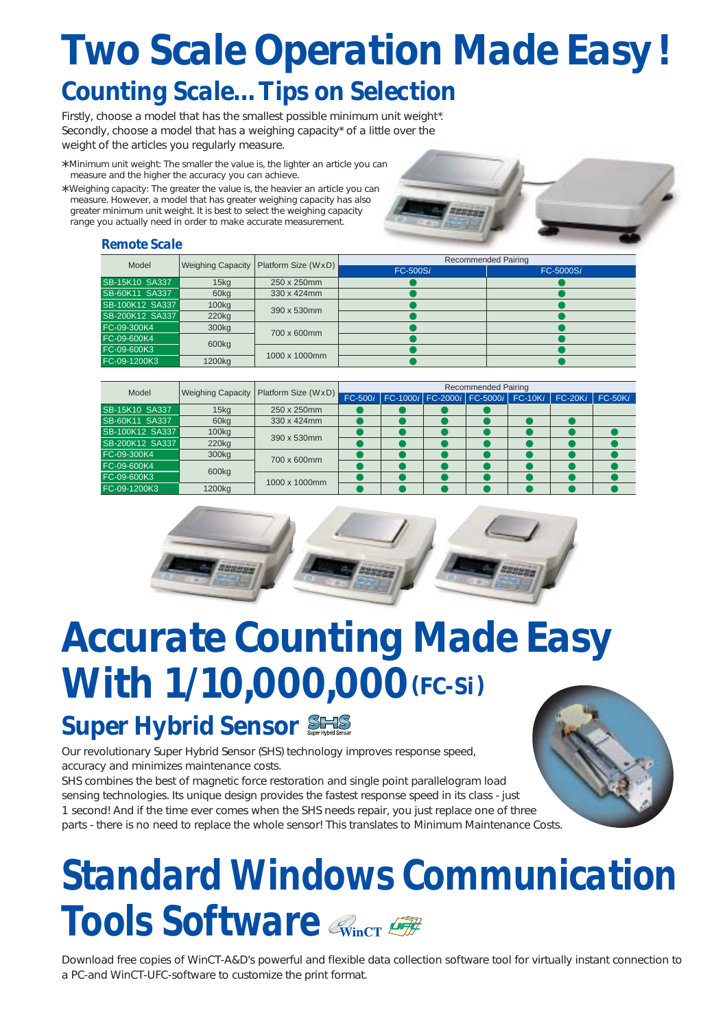# Two Scale Operation Made Easy !

## Counting Scale...Tips on Selection

Firstly, choose a model that has the smallest possible minimum unit weight*.
Secondly, choose a model that has a weighing capacity* of a little over the weight of the articles you regularly measure.

* Minimum unit weight: The smaller the value is, the lighter an article you can measure and the higher the accuracy you can achieve.
* Weighing capacity: The greater the value is, the heavier an article you can measure. However, a model that has greater weighing capacity has also greater minimum unit weight. It is best to select the weighing capacity range you actually need in order to make accurate measurement.

### Remote Scale

| Model | Weighing Capacity | Platform Size (WxD) | Recommended Pairing | |
|---|---|---|---|---|
| | | | FC-500S*i* | FC-5000S*i* |
| SB-15K10 SA337 | 15kg | 250 x 250mm | ● | ● |
| SB-60K11 SA337 | 60kg | 330 x 424mm | ● | ● |
| SB-100K12 SA337 | 100kg | 390 x 530mm | ● | ● |
| SB-200K12 SA337 | 220kg | 390 x 530mm | ● | ● |
| FC-09-300K4 | 300kg | 700 x 600mm | ● | ● |
| FC-09-600K4 | 600kg | 700 x 600mm | ● | ● |
| FC-09-600K3 | 600kg | 1000 x 1000mm | ● | ● |
| FC-09-1200K3 | 1200kg | 1000 x 1000mm | ● | ● |

| Model | Weighing Capacity | Platform Size (WxD) | Recommended Pairing | | | | | | |
|---|---|---|---|---|---|---|---|---|---|
| | | | FC-500*i* | FC-1000*i* | FC-2000*i* | FC-5000*i* | FC-10K*i* | FC-20K*i* | FC-50K*i* |
| SB-15K10 SA337 | 15kg | 250 x 250mm | ● | ● | ● | ● | | | |
| SB-60K11 SA337 | 60kg | 330 x 424mm | ● | ● | ● | ● | ● | ● | |
| SB-100K12 SA337 | 100kg | 390 x 530mm | ● | ● | ● | ● | ● | ● | ● |
| SB-200K12 SA337 | 220kg | 390 x 530mm | ● | ● | ● | ● | ● | ● | ● |
| FC-09-300K4 | 300kg | 700 x 600mm | ● | ● | ● | ● | ● | ● | ● |
| FC-09-600K4 | 600kg | 700 x 600mm | ● | ● | ● | ● | ● | ● | ● |
| FC-09-600K3 | 600kg | 1000 x 1000mm | ● | ● | ● | ● | ● | ● | ● |
| FC-09-1200K3 | 1200kg | 1000 x 1000mm | ● | ● | ● | ● | ● | ● | ● |

# Accurate Counting Made Easy With 1/10,000,000 (FC-Si)

## Super Hybrid Sensor SHS

Our revolutionary Super Hybrid Sensor (SHS) technology improves response speed, accuracy and minimizes maintenance costs.
SHS combines the best of magnetic force restoration and single point parallelogram load sensing technologies. Its unique design provides the fastest response speed in its class - just 1 second! And if the time ever comes when the SHS needs repair, you just replace one of three parts - there is no need to replace the whole sensor! This translates to Minimum Maintenance Costs.

# Standard Windows Communication Tools Software

Download free copies of WinCT-A&D's powerful and flexible data collection software tool for virtually instant connection to a PC-and WinCT-UFC-software to customize the print format.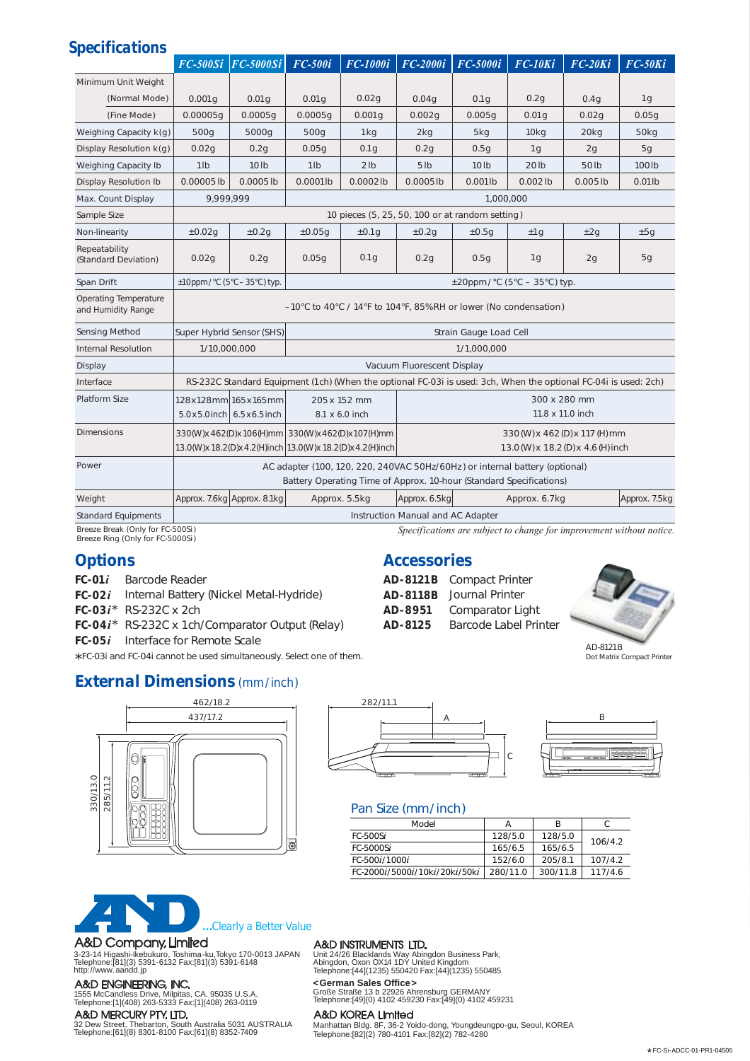## Specifications

| | *FC-500Si* | *FC-5000Si* | *FC-500i* | *FC-1000i* | *FC-2000i* | *FC-5000i* | *FC-10Ki* | *FC-20Ki* | *FC-50Ki* |
|---|---|---|---|---|---|---|---|---|---|
| Minimum Unit Weight | | | | | | | | | |
| (Normal Mode) | 0.001g | 0.01g | 0.01g | 0.02g | 0.04g | 0.1g | 0.2g | 0.4g | 1g |
| (Fine Mode) | 0.00005g | 0.0005g | 0.0005g | 0.001g | 0.002g | 0.005g | 0.01g | 0.02g | 0.05g |
| Weighing Capacity k(g) | 500g | 5000g | 500g | 1kg | 2kg | 5kg | 10kg | 20kg | 50kg |
| Display Resolution k(g) | 0.02g | 0.2g | 0.05g | 0.1g | 0.2g | 0.5g | 1g | 2g | 5g |
| Weighing Capacity lb | 1lb | 10lb | 1lb | 2lb | 5lb | 10lb | 20lb | 50lb | 100lb |
| Display Resolution lb | 0.00005lb | 0.0005lb | 0.0001lb | 0.0002lb | 0.0005lb | 0.001lb | 0.002lb | 0.005lb | 0.01lb |
| Max. Count Display | 9,999,999 | | 1,000,000 | | | | | | |
| Sample Size | 10 pieces (5, 25, 50, 100 or at random setting) | | | | | | | | |
| Non-linearity | ±0.02g | ±0.2g | ±0.05g | ±0.1g | ±0.2g | ±0.5g | ±1g | ±2g | ±5g |
| Repeatability (Standard Deviation) | 0.02g | 0.2g | 0.05g | 0.1g | 0.2g | 0.5g | 1g | 2g | 5g |
| Span Drift | ±10ppm/°C (5°C–35°C) typ. | | ±20ppm/°C (5°C – 35°C) typ. | | | | | | |
| Operating Temperature and Humidity Range | –10°C to 40°C / 14°F to 104°F, 85%RH or lower (No condensation) | | | | | | | | |
| Sensing Method | Super Hybrid Sensor (SHS) | | Strain Gauge Load Cell | | | | | | |
| Internal Resolution | 1/10,000,000 | | 1/1,000,000 | | | | | | |
| Display | Vacuum Fluorescent Display | | | | | | | | |
| Interface | RS-232C Standard Equipment (1ch) (When the optional FC-03i is used: 3ch, When the optional FC-04i is used: 2ch) | | | | | | | | |
| Platform Size | 128x128mm 5.0x5.0inch | 165x165mm 6.5x6.5inch | 205 x 152 mm 8.1 x 6.0 inch | | 300 x 280 mm 11.8 x 11.0 inch | | | | |
| Dimensions | 330(W)x462(D)x106(H)mm 13.0(W)x18.2(D)x4.2(H)inch | | 330(W)x462(D)x107(H)mm 13.0(W)x18.2(D)x4.2(H)inch | | 330(W)x 462(D)x 117(H)mm 13.0(W)x 18.2(D)x 4.6(H)inch | | | | |
| Power | AC adapter (100, 120, 220, 240VAC 50Hz/60Hz) or internal battery (optional) Battery Operating Time of Approx. 10-hour (Standard Specifications) | | | | | | | | |
| Weight | Approx. 7.6kg | Approx. 8.1kg | Approx. 5.5kg | | Approx. 6.5kg | Approx. 6.7kg | | | Approx. 7.5kg |
| Standard Equipments | Instruction Manual and AC Adapter | | | | | | | | |

Breeze Break (Only for FC-500Si)
Breeze Ring (Only for FC-5000Si)

*Specifications are subject to change for improvement without notice.*

## Options

**FC-01*i*** Barcode Reader
**FC-02*i*** Internal Battery (Nickel Metal-Hydride)
**FC-03*i**** RS-232C x 2ch
**FC-04*i**** RS-232C x 1ch/Comparator Output (Relay)
**FC-05*i*** Interface for Remote Scale

*FC-03i and FC-04i cannot be used simultaneously. Select one of them.

## Accessories

**AD-8121B** Compact Printer
**AD-8118B** Journal Printer
**AD-8951** Comparator Light
**AD-8125** Barcode Label Printer

AD-8121B
Dot Matrix Compact Printer

## External Dimensions (mm/inch)

462/18.2
437/17.2
330/13.0
285/11.2
282/11.1
A
B
C

### Pan Size (mm/inch)

| Model | A | B | C |
|---|---|---|---|
| FC-500S*i* | 128/5.0 | 128/5.0 | 106/4.2 |
| FC-5000S*i* | 165/6.5 | 165/6.5 | |
| FC-500*i*/1000*i* | 152/6.0 | 205/8.1 | 107/4.2 |
| FC-2000*i*/5000*i*/10K*i*/20K*i*/50K*i* | 280/11.0 | 300/11.8 | 117/4.6 |

A&D ...Clearly a Better Value

**A&D Company, Limited**
3-23-14 Higashi-Ikebukuro, Toshima-ku,Tokyo 170-0013 JAPAN
Telephone:[81](3) 5391-6132 Fax:[81](3) 5391-6148
http://www.aandd.jp

**A&D ENGINEERING, INC.**
1555 McCandless Drive, Milpitas, CA. 95035 U.S.A.
Telephone:[1](408) 263-5333 Fax:[1](408) 263-0119

**A&D MERCURY PTY. LTD.**
32 Dew Street, Thebarton, South Australia 5031 AUSTRALIA
Telephone:[61](8) 8301-8100 Fax:[61](8) 8352-7409

**A&D INSTRUMENTS LTD.**
Unit 24/26 Blacklands Way Abingdon Business Park,
Abingdon, Oxon OX14 1DY United Kingdom
Telephone:[44](1235) 550420 Fax:[44](1235) 550485

**<German Sales Office>**
Große Straße 13 b 22926 Ahrensburg GERMANY
Telephone:[49](0) 4102 459230 Fax:[49](0) 4102 459231

**A&D KOREA Limited**
Manhattan Bldg. 8F, 36-2 Yoido-dong, Youngdeungpo-gu, Seoul, KOREA
Telephone:[82](2) 780-4101 Fax:[82](2) 782-4280

*FC-Si-ADCC-01-PR1-04505